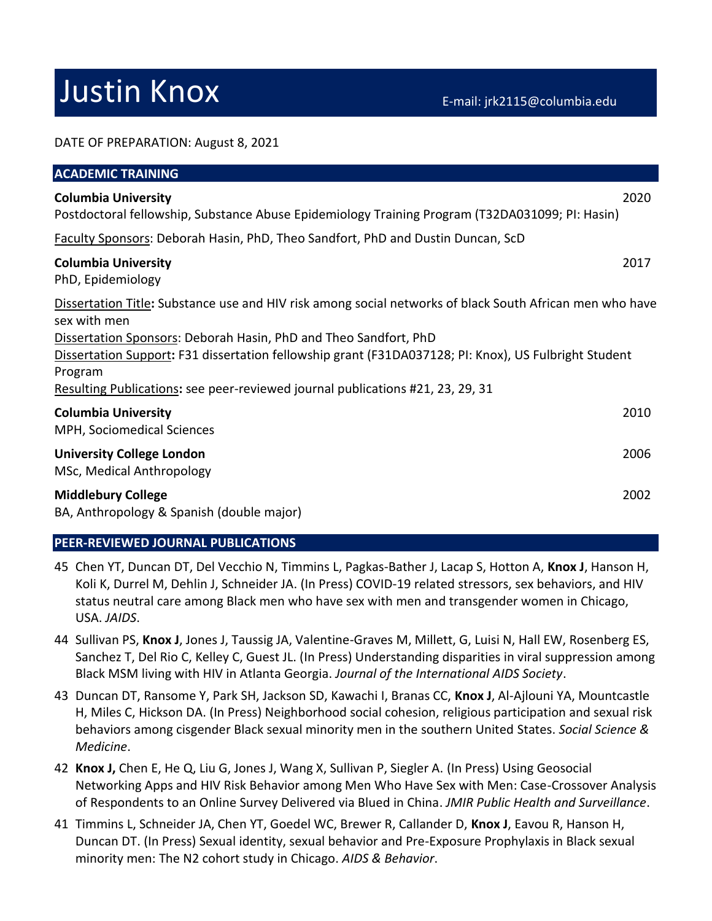# Justin Knox

E-mail: jrk2115@columbia.edu

DATE OF PREPARATION: August 8, 2021

## ACADEMIC TRAINING

**Columbia University** 2020
Postdoctoral fellowship, Substance Abuse Epidemiology Training Program (T32DA031099; PI: Hasin)

Faculty Sponsors: Deborah Hasin, PhD, Theo Sandfort, PhD and Dustin Duncan, ScD

**Columbia University** 2017
PhD, Epidemiology

Dissertation Title**:** Substance use and HIV risk among social networks of black South African men who have sex with men
Dissertation Sponsors: Deborah Hasin, PhD and Theo Sandfort, PhD
Dissertation Support**:** F31 dissertation fellowship grant (F31DA037128; PI: Knox), US Fulbright Student Program
Resulting Publications**:** see peer-reviewed journal publications #21, 23, 29, 31

**Columbia University** 2010
MPH, Sociomedical Sciences

**University College London** 2006
MSc, Medical Anthropology

**Middlebury College** 2002
BA, Anthropology & Spanish (double major)

## PEER-REVIEWED JOURNAL PUBLICATIONS

45 Chen YT, Duncan DT, Del Vecchio N, Timmins L, Pagkas-Bather J, Lacap S, Hotton A, **Knox J**, Hanson H, Koli K, Durrel M, Dehlin J, Schneider JA. (In Press) COVID-19 related stressors, sex behaviors, and HIV status neutral care among Black men who have sex with men and transgender women in Chicago, USA. *JAIDS*.

44 Sullivan PS, **Knox J**, Jones J, Taussig JA, Valentine-Graves M, Millett, G, Luisi N, Hall EW, Rosenberg ES, Sanchez T, Del Rio C, Kelley C, Guest JL. (In Press) Understanding disparities in viral suppression among Black MSM living with HIV in Atlanta Georgia. *Journal of the International AIDS Society*.

43 Duncan DT, Ransome Y, Park SH, Jackson SD, Kawachi I, Branas CC, **Knox J**, Al-Ajlouni YA, Mountcastle H, Miles C, Hickson DA. (In Press) Neighborhood social cohesion, religious participation and sexual risk behaviors among cisgender Black sexual minority men in the southern United States. *Social Science & Medicine*.

42 **Knox J,** Chen E, He Q, Liu G, Jones J, Wang X, Sullivan P, Siegler A. (In Press) Using Geosocial Networking Apps and HIV Risk Behavior among Men Who Have Sex with Men: Case-Crossover Analysis of Respondents to an Online Survey Delivered via Blued in China. *JMIR Public Health and Surveillance*.

41 Timmins L, Schneider JA, Chen YT, Goedel WC, Brewer R, Callander D, **Knox J**, Eavou R, Hanson H, Duncan DT. (In Press) Sexual identity, sexual behavior and Pre-Exposure Prophylaxis in Black sexual minority men: The N2 cohort study in Chicago. *AIDS & Behavior*.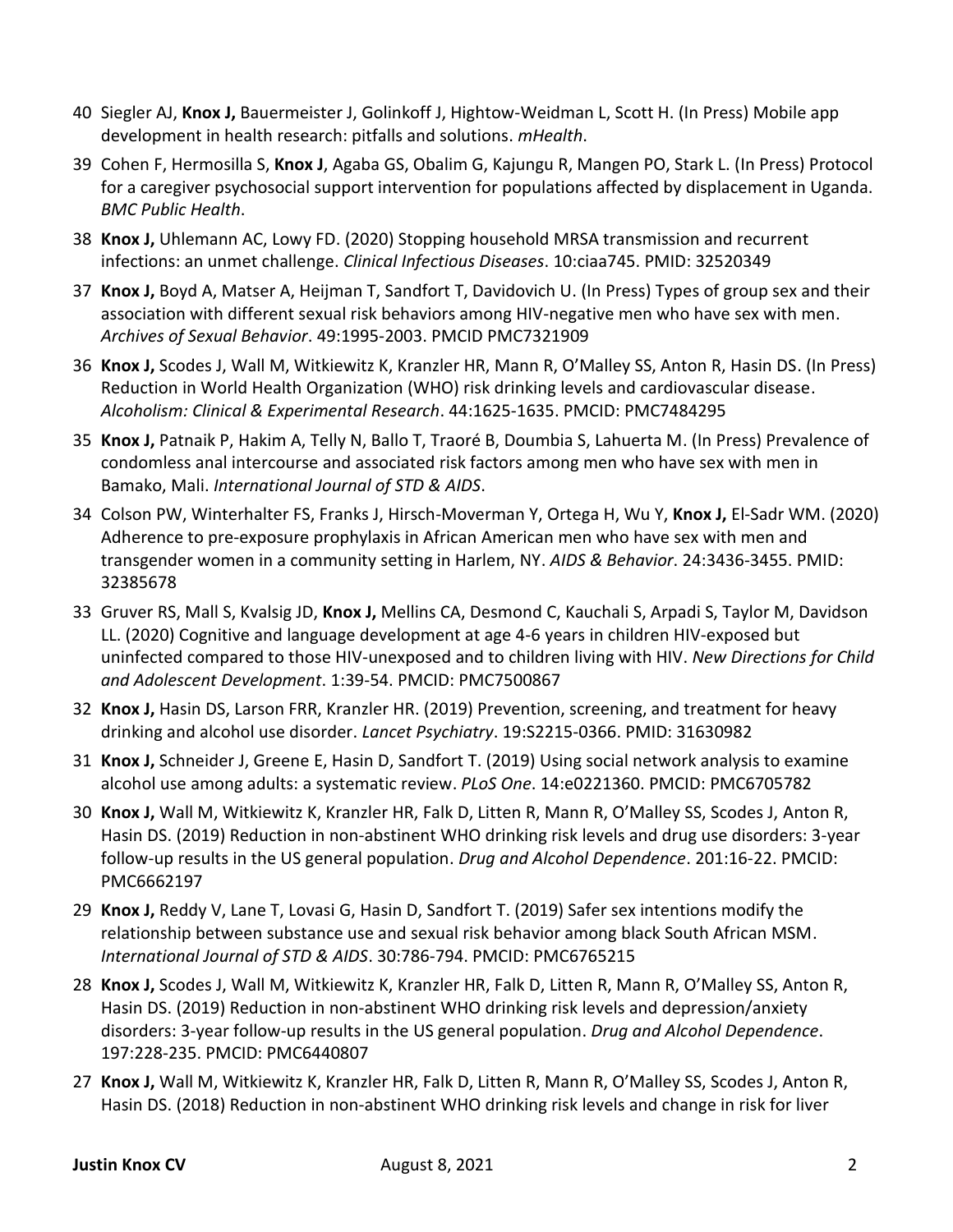40 Siegler AJ, **Knox J,** Bauermeister J, Golinkoff J, Hightow-Weidman L, Scott H. (In Press) Mobile app development in health research: pitfalls and solutions. *mHealth*.

39 Cohen F, Hermosilla S, **Knox J**, Agaba GS, Obalim G, Kajungu R, Mangen PO, Stark L. (In Press) Protocol for a caregiver psychosocial support intervention for populations affected by displacement in Uganda. *BMC Public Health*.

38 **Knox J,** Uhlemann AC, Lowy FD. (2020) Stopping household MRSA transmission and recurrent infections: an unmet challenge. *Clinical Infectious Diseases*. 10:ciaa745. PMID: 32520349

37 **Knox J,** Boyd A, Matser A, Heijman T, Sandfort T, Davidovich U. (In Press) Types of group sex and their association with different sexual risk behaviors among HIV-negative men who have sex with men. *Archives of Sexual Behavior*. 49:1995-2003. PMCID PMC7321909

36 **Knox J,** Scodes J, Wall M, Witkiewitz K, Kranzler HR, Mann R, O'Malley SS, Anton R, Hasin DS. (In Press) Reduction in World Health Organization (WHO) risk drinking levels and cardiovascular disease. *Alcoholism: Clinical & Experimental Research*. 44:1625-1635. PMCID: PMC7484295

35 **Knox J,** Patnaik P, Hakim A, Telly N, Ballo T, Traoré B, Doumbia S, Lahuerta M. (In Press) Prevalence of condomless anal intercourse and associated risk factors among men who have sex with men in Bamako, Mali. *International Journal of STD & AIDS*.

34 Colson PW, Winterhalter FS, Franks J, Hirsch-Moverman Y, Ortega H, Wu Y, **Knox J,** El-Sadr WM. (2020) Adherence to pre-exposure prophylaxis in African American men who have sex with men and transgender women in a community setting in Harlem, NY. *AIDS & Behavior*. 24:3436-3455. PMID: 32385678

33 Gruver RS, Mall S, Kvalsig JD, **Knox J,** Mellins CA, Desmond C, Kauchali S, Arpadi S, Taylor M, Davidson LL. (2020) Cognitive and language development at age 4-6 years in children HIV-exposed but uninfected compared to those HIV-unexposed and to children living with HIV. *New Directions for Child and Adolescent Development*. 1:39-54. PMCID: PMC7500867

32 **Knox J,** Hasin DS, Larson FRR, Kranzler HR. (2019) Prevention, screening, and treatment for heavy drinking and alcohol use disorder. *Lancet Psychiatry*. 19:S2215-0366. PMID: 31630982

31 **Knox J,** Schneider J, Greene E, Hasin D, Sandfort T. (2019) Using social network analysis to examine alcohol use among adults: a systematic review. *PLoS One*. 14:e0221360. PMCID: PMC6705782

30 **Knox J,** Wall M, Witkiewitz K, Kranzler HR, Falk D, Litten R, Mann R, O'Malley SS, Scodes J, Anton R, Hasin DS. (2019) Reduction in non-abstinent WHO drinking risk levels and drug use disorders: 3-year follow-up results in the US general population. *Drug and Alcohol Dependence*. 201:16-22. PMCID: PMC6662197

29 **Knox J,** Reddy V, Lane T, Lovasi G, Hasin D, Sandfort T. (2019) Safer sex intentions modify the relationship between substance use and sexual risk behavior among black South African MSM. *International Journal of STD & AIDS*. 30:786-794. PMCID: PMC6765215

28 **Knox J,** Scodes J, Wall M, Witkiewitz K, Kranzler HR, Falk D, Litten R, Mann R, O'Malley SS, Anton R, Hasin DS. (2019) Reduction in non-abstinent WHO drinking risk levels and depression/anxiety disorders: 3-year follow-up results in the US general population. *Drug and Alcohol Dependence*. 197:228-235. PMCID: PMC6440807

27 **Knox J,** Wall M, Witkiewitz K, Kranzler HR, Falk D, Litten R, Mann R, O'Malley SS, Scodes J, Anton R, Hasin DS. (2018) Reduction in non-abstinent WHO drinking risk levels and change in risk for liver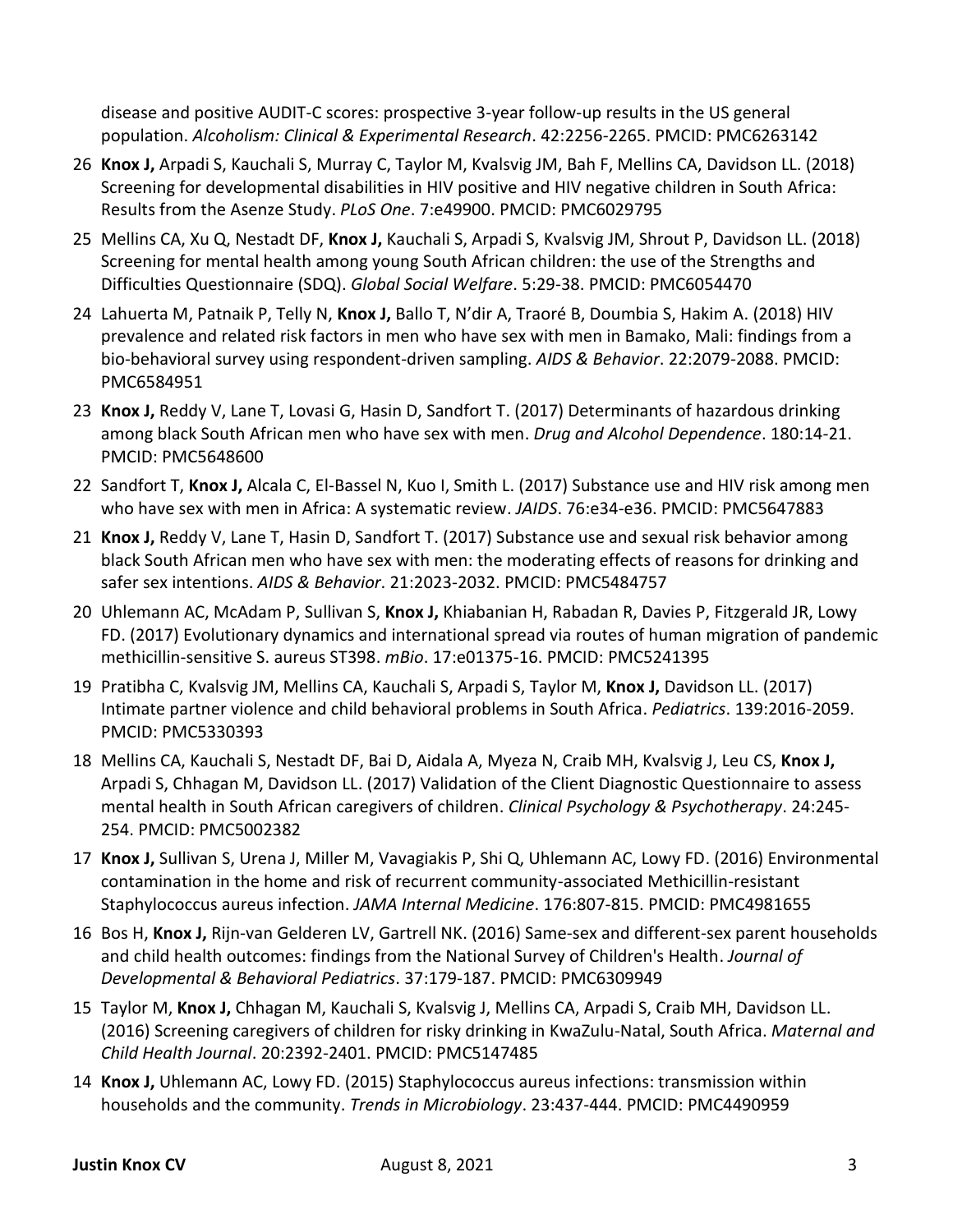disease and positive AUDIT-C scores: prospective 3-year follow-up results in the US general population. *Alcoholism: Clinical & Experimental Research*. 42:2256-2265. PMCID: PMC6263142

26 **Knox J,** Arpadi S, Kauchali S, Murray C, Taylor M, Kvalsvig JM, Bah F, Mellins CA, Davidson LL. (2018) Screening for developmental disabilities in HIV positive and HIV negative children in South Africa: Results from the Asenze Study. *PLoS One*. 7:e49900. PMCID: PMC6029795

25 Mellins CA, Xu Q, Nestadt DF, **Knox J,** Kauchali S, Arpadi S, Kvalsvig JM, Shrout P, Davidson LL. (2018) Screening for mental health among young South African children: the use of the Strengths and Difficulties Questionnaire (SDQ). *Global Social Welfare*. 5:29-38. PMCID: PMC6054470

24 Lahuerta M, Patnaik P, Telly N, **Knox J,** Ballo T, N'dir A, Traoré B, Doumbia S, Hakim A. (2018) HIV prevalence and related risk factors in men who have sex with men in Bamako, Mali: findings from a bio-behavioral survey using respondent-driven sampling. *AIDS & Behavior*. 22:2079-2088. PMCID: PMC6584951

23 **Knox J,** Reddy V, Lane T, Lovasi G, Hasin D, Sandfort T. (2017) Determinants of hazardous drinking among black South African men who have sex with men. *Drug and Alcohol Dependence*. 180:14-21. PMCID: PMC5648600

22 Sandfort T, **Knox J,** Alcala C, El-Bassel N, Kuo I, Smith L. (2017) Substance use and HIV risk among men who have sex with men in Africa: A systematic review. *JAIDS*. 76:e34-e36. PMCID: PMC5647883

21 **Knox J,** Reddy V, Lane T, Hasin D, Sandfort T. (2017) Substance use and sexual risk behavior among black South African men who have sex with men: the moderating effects of reasons for drinking and safer sex intentions. *AIDS & Behavior*. 21:2023-2032. PMCID: PMC5484757

20 Uhlemann AC, McAdam P, Sullivan S, **Knox J,** Khiabanian H, Rabadan R, Davies P, Fitzgerald JR, Lowy FD. (2017) Evolutionary dynamics and international spread via routes of human migration of pandemic methicillin-sensitive S. aureus ST398. *mBio*. 17:e01375-16. PMCID: PMC5241395

19 Pratibha C, Kvalsvig JM, Mellins CA, Kauchali S, Arpadi S, Taylor M, **Knox J,** Davidson LL. (2017) Intimate partner violence and child behavioral problems in South Africa. *Pediatrics*. 139:2016-2059. PMCID: PMC5330393

18 Mellins CA, Kauchali S, Nestadt DF, Bai D, Aidala A, Myeza N, Craib MH, Kvalsvig J, Leu CS, **Knox J,** Arpadi S, Chhagan M, Davidson LL. (2017) Validation of the Client Diagnostic Questionnaire to assess mental health in South African caregivers of children. *Clinical Psychology & Psychotherapy*. 24:245-254. PMCID: PMC5002382

17 **Knox J,** Sullivan S, Urena J, Miller M, Vavagiakis P, Shi Q, Uhlemann AC, Lowy FD. (2016) Environmental contamination in the home and risk of recurrent community-associated Methicillin-resistant Staphylococcus aureus infection. *JAMA Internal Medicine*. 176:807-815. PMCID: PMC4981655

16 Bos H, **Knox J,** Rijn-van Gelderen LV, Gartrell NK. (2016) Same-sex and different-sex parent households and child health outcomes: findings from the National Survey of Children's Health. *Journal of Developmental & Behavioral Pediatrics*. 37:179-187. PMCID: PMC6309949

15 Taylor M, **Knox J,** Chhagan M, Kauchali S, Kvalsvig J, Mellins CA, Arpadi S, Craib MH, Davidson LL. (2016) Screening caregivers of children for risky drinking in KwaZulu-Natal, South Africa. *Maternal and Child Health Journal*. 20:2392-2401. PMCID: PMC5147485

14 **Knox J,** Uhlemann AC, Lowy FD. (2015) Staphylococcus aureus infections: transmission within households and the community. *Trends in Microbiology*. 23:437-444. PMCID: PMC4490959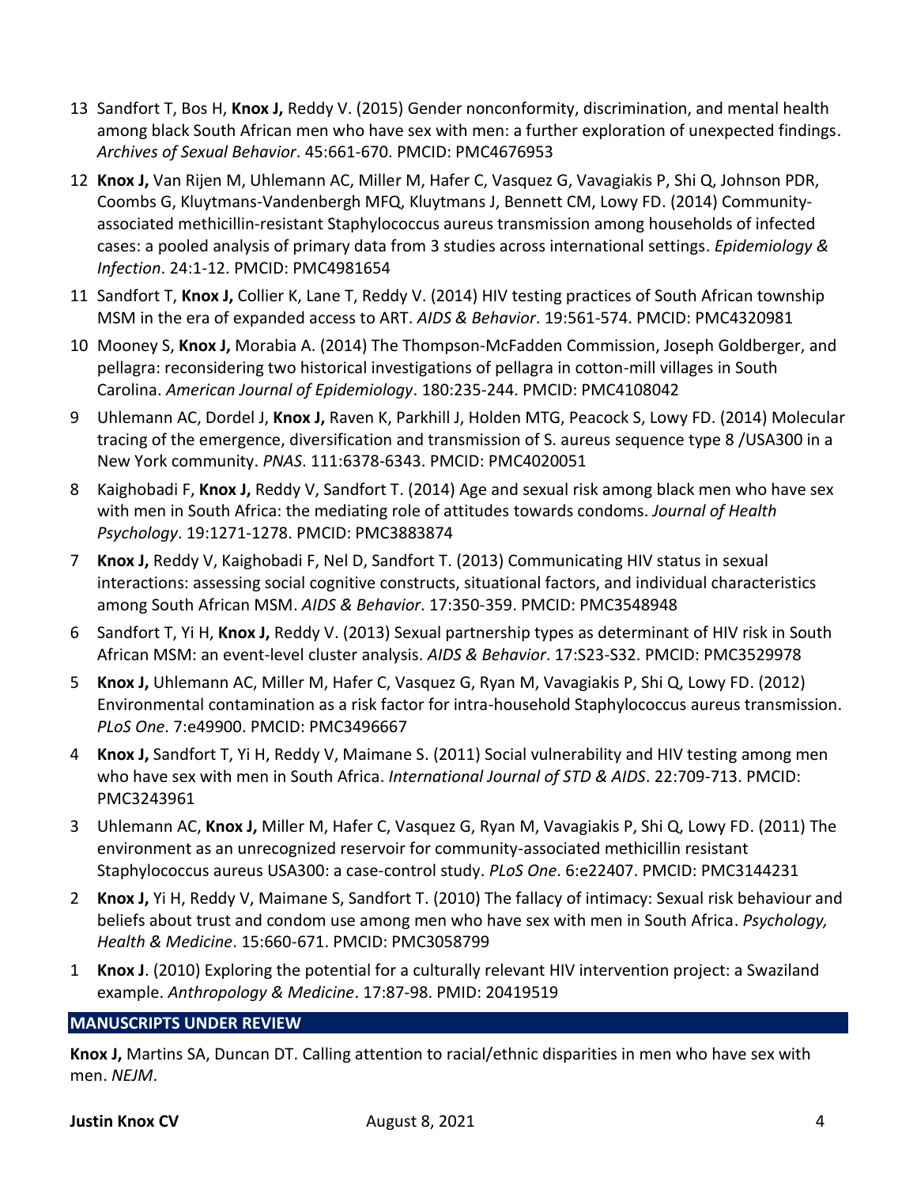13 Sandfort T, Bos H, **Knox J,** Reddy V. (2015) Gender nonconformity, discrimination, and mental health among black South African men who have sex with men: a further exploration of unexpected findings. *Archives of Sexual Behavior*. 45:661-670. PMCID: PMC4676953

12 **Knox J,** Van Rijen M, Uhlemann AC, Miller M, Hafer C, Vasquez G, Vavagiakis P, Shi Q, Johnson PDR, Coombs G, Kluytmans-Vandenbergh MFQ, Kluytmans J, Bennett CM, Lowy FD. (2014) Community-associated methicillin-resistant Staphylococcus aureus transmission among households of infected cases: a pooled analysis of primary data from 3 studies across international settings. *Epidemiology & Infection*. 24:1-12. PMCID: PMC4981654

11 Sandfort T, **Knox J,** Collier K, Lane T, Reddy V. (2014) HIV testing practices of South African township MSM in the era of expanded access to ART. *AIDS & Behavior*. 19:561-574. PMCID: PMC4320981

10 Mooney S, **Knox J,** Morabia A. (2014) The Thompson-McFadden Commission, Joseph Goldberger, and pellagra: reconsidering two historical investigations of pellagra in cotton-mill villages in South Carolina. *American Journal of Epidemiology*. 180:235-244. PMCID: PMC4108042

9 Uhlemann AC, Dordel J, **Knox J,** Raven K, Parkhill J, Holden MTG, Peacock S, Lowy FD. (2014) Molecular tracing of the emergence, diversification and transmission of S. aureus sequence type 8 /USA300 in a New York community. *PNAS*. 111:6378-6343. PMCID: PMC4020051

8 Kaighobadi F, **Knox J,** Reddy V, Sandfort T. (2014) Age and sexual risk among black men who have sex with men in South Africa: the mediating role of attitudes towards condoms. *Journal of Health Psychology*. 19:1271-1278. PMCID: PMC3883874

7 **Knox J,** Reddy V, Kaighobadi F, Nel D, Sandfort T. (2013) Communicating HIV status in sexual interactions: assessing social cognitive constructs, situational factors, and individual characteristics among South African MSM. *AIDS & Behavior*. 17:350-359. PMCID: PMC3548948

6 Sandfort T, Yi H, **Knox J,** Reddy V. (2013) Sexual partnership types as determinant of HIV risk in South African MSM: an event-level cluster analysis. *AIDS & Behavior*. 17:S23-S32. PMCID: PMC3529978

5 **Knox J,** Uhlemann AC, Miller M, Hafer C, Vasquez G, Ryan M, Vavagiakis P, Shi Q, Lowy FD. (2012) Environmental contamination as a risk factor for intra-household Staphylococcus aureus transmission. *PLoS One*. 7:e49900. PMCID: PMC3496667

4 **Knox J,** Sandfort T, Yi H, Reddy V, Maimane S. (2011) Social vulnerability and HIV testing among men who have sex with men in South Africa. *International Journal of STD & AIDS*. 22:709-713. PMCID: PMC3243961

3 Uhlemann AC, **Knox J,** Miller M, Hafer C, Vasquez G, Ryan M, Vavagiakis P, Shi Q, Lowy FD. (2011) The environment as an unrecognized reservoir for community-associated methicillin resistant Staphylococcus aureus USA300: a case-control study. *PLoS One*. 6:e22407. PMCID: PMC3144231

2 **Knox J,** Yi H, Reddy V, Maimane S, Sandfort T. (2010) The fallacy of intimacy: Sexual risk behaviour and beliefs about trust and condom use among men who have sex with men in South Africa. *Psychology, Health & Medicine*. 15:660-671. PMCID: PMC3058799

1 **Knox J**. (2010) Exploring the potential for a culturally relevant HIV intervention project: a Swaziland example. *Anthropology & Medicine*. 17:87-98. PMID: 20419519

## MANUSCRIPTS UNDER REVIEW

**Knox J,** Martins SA, Duncan DT. Calling attention to racial/ethnic disparities in men who have sex with men. *NEJM*.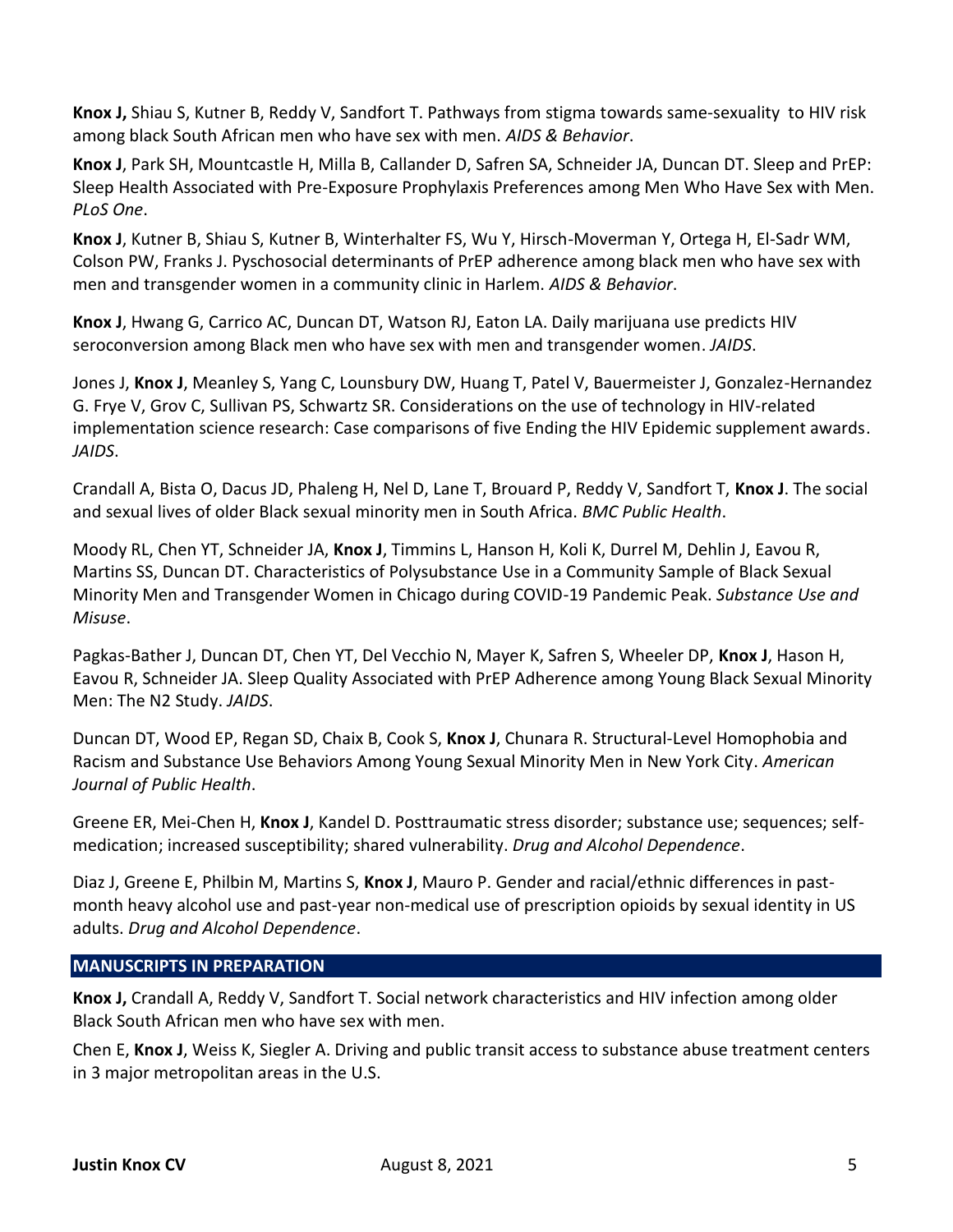**Knox J,** Shiau S, Kutner B, Reddy V, Sandfort T. Pathways from stigma towards same-sexuality to HIV risk among black South African men who have sex with men. *AIDS & Behavior*.

**Knox J**, Park SH, Mountcastle H, Milla B, Callander D, Safren SA, Schneider JA, Duncan DT. Sleep and PrEP: Sleep Health Associated with Pre-Exposure Prophylaxis Preferences among Men Who Have Sex with Men. *PLoS One*.

**Knox J**, Kutner B, Shiau S, Kutner B, Winterhalter FS, Wu Y, Hirsch-Moverman Y, Ortega H, El-Sadr WM, Colson PW, Franks J. Pyschosocial determinants of PrEP adherence among black men who have sex with men and transgender women in a community clinic in Harlem. *AIDS & Behavior*.

**Knox J**, Hwang G, Carrico AC, Duncan DT, Watson RJ, Eaton LA. Daily marijuana use predicts HIV seroconversion among Black men who have sex with men and transgender women. *JAIDS*.

Jones J, **Knox J**, Meanley S, Yang C, Lounsbury DW, Huang T, Patel V, Bauermeister J, Gonzalez-Hernandez G. Frye V, Grov C, Sullivan PS, Schwartz SR. Considerations on the use of technology in HIV-related implementation science research: Case comparisons of five Ending the HIV Epidemic supplement awards. *JAIDS*.

Crandall A, Bista O, Dacus JD, Phaleng H, Nel D, Lane T, Brouard P, Reddy V, Sandfort T, **Knox J**. The social and sexual lives of older Black sexual minority men in South Africa. *BMC Public Health*.

Moody RL, Chen YT, Schneider JA, **Knox J**, Timmins L, Hanson H, Koli K, Durrel M, Dehlin J, Eavou R, Martins SS, Duncan DT. Characteristics of Polysubstance Use in a Community Sample of Black Sexual Minority Men and Transgender Women in Chicago during COVID-19 Pandemic Peak. *Substance Use and Misuse*.

Pagkas-Bather J, Duncan DT, Chen YT, Del Vecchio N, Mayer K, Safren S, Wheeler DP, **Knox J**, Hason H, Eavou R, Schneider JA. Sleep Quality Associated with PrEP Adherence among Young Black Sexual Minority Men: The N2 Study. *JAIDS*.

Duncan DT, Wood EP, Regan SD, Chaix B, Cook S, **Knox J**, Chunara R. Structural-Level Homophobia and Racism and Substance Use Behaviors Among Young Sexual Minority Men in New York City. *American Journal of Public Health*.

Greene ER, Mei-Chen H, **Knox J**, Kandel D. Posttraumatic stress disorder; substance use; sequences; self-medication; increased susceptibility; shared vulnerability. *Drug and Alcohol Dependence*.

Diaz J, Greene E, Philbin M, Martins S, **Knox J**, Mauro P. Gender and racial/ethnic differences in past-month heavy alcohol use and past-year non-medical use of prescription opioids by sexual identity in US adults. *Drug and Alcohol Dependence*.

## MANUSCRIPTS IN PREPARATION

**Knox J,** Crandall A, Reddy V, Sandfort T. Social network characteristics and HIV infection among older Black South African men who have sex with men.

Chen E, **Knox J**, Weiss K, Siegler A. Driving and public transit access to substance abuse treatment centers in 3 major metropolitan areas in the U.S.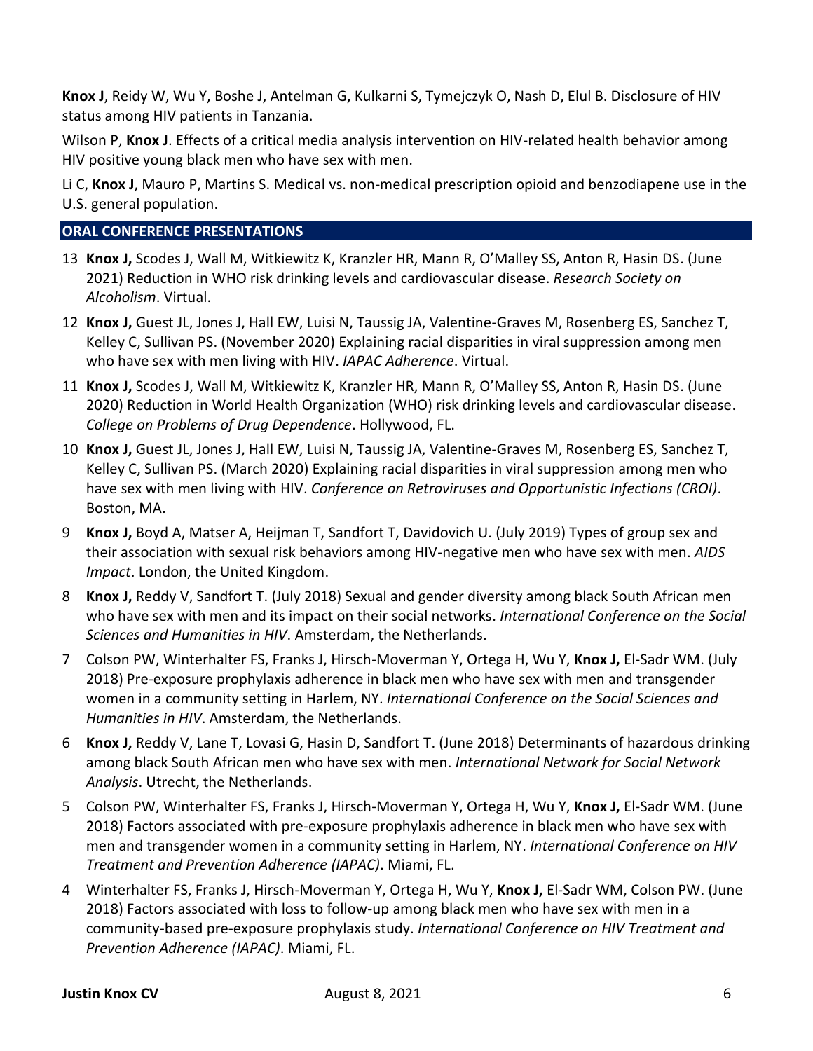**Knox J**, Reidy W, Wu Y, Boshe J, Antelman G, Kulkarni S, Tymejczyk O, Nash D, Elul B. Disclosure of HIV status among HIV patients in Tanzania.

Wilson P, **Knox J**. Effects of a critical media analysis intervention on HIV-related health behavior among HIV positive young black men who have sex with men.

Li C, **Knox J**, Mauro P, Martins S. Medical vs. non-medical prescription opioid and benzodiapene use in the U.S. general population.

## ORAL CONFERENCE PRESENTATIONS

13 **Knox J,** Scodes J, Wall M, Witkiewitz K, Kranzler HR, Mann R, O'Malley SS, Anton R, Hasin DS. (June 2021) Reduction in WHO risk drinking levels and cardiovascular disease. *Research Society on Alcoholism*. Virtual.

12 **Knox J,** Guest JL, Jones J, Hall EW, Luisi N, Taussig JA, Valentine-Graves M, Rosenberg ES, Sanchez T, Kelley C, Sullivan PS. (November 2020) Explaining racial disparities in viral suppression among men who have sex with men living with HIV. *IAPAC Adherence*. Virtual.

11 **Knox J,** Scodes J, Wall M, Witkiewitz K, Kranzler HR, Mann R, O'Malley SS, Anton R, Hasin DS. (June 2020) Reduction in World Health Organization (WHO) risk drinking levels and cardiovascular disease. *College on Problems of Drug Dependence*. Hollywood, FL.

10 **Knox J,** Guest JL, Jones J, Hall EW, Luisi N, Taussig JA, Valentine-Graves M, Rosenberg ES, Sanchez T, Kelley C, Sullivan PS. (March 2020) Explaining racial disparities in viral suppression among men who have sex with men living with HIV. *Conference on Retroviruses and Opportunistic Infections (CROI)*. Boston, MA.

9 **Knox J,** Boyd A, Matser A, Heijman T, Sandfort T, Davidovich U. (July 2019) Types of group sex and their association with sexual risk behaviors among HIV-negative men who have sex with men. *AIDS Impact*. London, the United Kingdom.

8 **Knox J,** Reddy V, Sandfort T. (July 2018) Sexual and gender diversity among black South African men who have sex with men and its impact on their social networks. *International Conference on the Social Sciences and Humanities in HIV*. Amsterdam, the Netherlands.

7 Colson PW, Winterhalter FS, Franks J, Hirsch-Moverman Y, Ortega H, Wu Y, **Knox J,** El-Sadr WM. (July 2018) Pre-exposure prophylaxis adherence in black men who have sex with men and transgender women in a community setting in Harlem, NY. *International Conference on the Social Sciences and Humanities in HIV*. Amsterdam, the Netherlands.

6 **Knox J,** Reddy V, Lane T, Lovasi G, Hasin D, Sandfort T. (June 2018) Determinants of hazardous drinking among black South African men who have sex with men. *International Network for Social Network Analysis*. Utrecht, the Netherlands.

5 Colson PW, Winterhalter FS, Franks J, Hirsch-Moverman Y, Ortega H, Wu Y, **Knox J,** El-Sadr WM. (June 2018) Factors associated with pre-exposure prophylaxis adherence in black men who have sex with men and transgender women in a community setting in Harlem, NY. *International Conference on HIV Treatment and Prevention Adherence (IAPAC)*. Miami, FL.

4 Winterhalter FS, Franks J, Hirsch-Moverman Y, Ortega H, Wu Y, **Knox J,** El-Sadr WM, Colson PW. (June 2018) Factors associated with loss to follow-up among black men who have sex with men in a community-based pre-exposure prophylaxis study. *International Conference on HIV Treatment and Prevention Adherence (IAPAC)*. Miami, FL.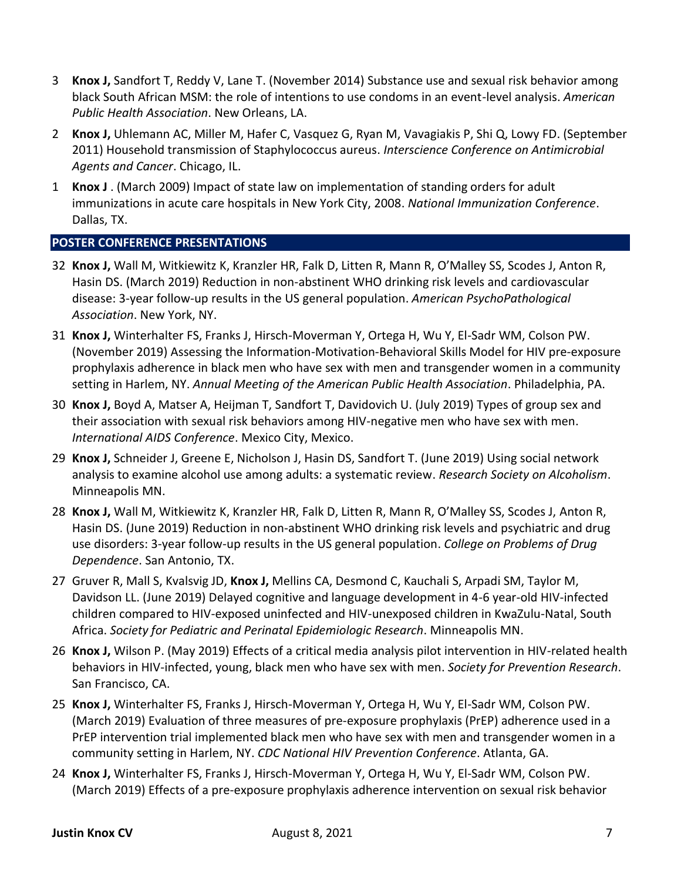3 **Knox J,** Sandfort T, Reddy V, Lane T. (November 2014) Substance use and sexual risk behavior among black South African MSM: the role of intentions to use condoms in an event-level analysis. *American Public Health Association*. New Orleans, LA.

2 **Knox J,** Uhlemann AC, Miller M, Hafer C, Vasquez G, Ryan M, Vavagiakis P, Shi Q, Lowy FD. (September 2011) Household transmission of Staphylococcus aureus. *Interscience Conference on Antimicrobial Agents and Cancer*. Chicago, IL.

1 **Knox J** . (March 2009) Impact of state law on implementation of standing orders for adult immunizations in acute care hospitals in New York City, 2008. *National Immunization Conference*. Dallas, TX.

## POSTER CONFERENCE PRESENTATIONS

32 **Knox J,** Wall M, Witkiewitz K, Kranzler HR, Falk D, Litten R, Mann R, O'Malley SS, Scodes J, Anton R, Hasin DS. (March 2019) Reduction in non-abstinent WHO drinking risk levels and cardiovascular disease: 3-year follow-up results in the US general population. *American PsychoPathological Association*. New York, NY.

31 **Knox J,** Winterhalter FS, Franks J, Hirsch-Moverman Y, Ortega H, Wu Y, El-Sadr WM, Colson PW. (November 2019) Assessing the Information-Motivation-Behavioral Skills Model for HIV pre-exposure prophylaxis adherence in black men who have sex with men and transgender women in a community setting in Harlem, NY. *Annual Meeting of the American Public Health Association*. Philadelphia, PA.

30 **Knox J,** Boyd A, Matser A, Heijman T, Sandfort T, Davidovich U. (July 2019) Types of group sex and their association with sexual risk behaviors among HIV-negative men who have sex with men. *International AIDS Conference*. Mexico City, Mexico.

29 **Knox J,** Schneider J, Greene E, Nicholson J, Hasin DS, Sandfort T. (June 2019) Using social network analysis to examine alcohol use among adults: a systematic review. *Research Society on Alcoholism*. Minneapolis MN.

28 **Knox J,** Wall M, Witkiewitz K, Kranzler HR, Falk D, Litten R, Mann R, O'Malley SS, Scodes J, Anton R, Hasin DS. (June 2019) Reduction in non-abstinent WHO drinking risk levels and psychiatric and drug use disorders: 3-year follow-up results in the US general population. *College on Problems of Drug Dependence*. San Antonio, TX.

27 Gruver R, Mall S, Kvalsvig JD, **Knox J,** Mellins CA, Desmond C, Kauchali S, Arpadi SM, Taylor M, Davidson LL. (June 2019) Delayed cognitive and language development in 4-6 year-old HIV-infected children compared to HIV-exposed uninfected and HIV-unexposed children in KwaZulu-Natal, South Africa. *Society for Pediatric and Perinatal Epidemiologic Research*. Minneapolis MN.

26 **Knox J,** Wilson P. (May 2019) Effects of a critical media analysis pilot intervention in HIV-related health behaviors in HIV-infected, young, black men who have sex with men. *Society for Prevention Research*. San Francisco, CA.

25 **Knox J,** Winterhalter FS, Franks J, Hirsch-Moverman Y, Ortega H, Wu Y, El-Sadr WM, Colson PW. (March 2019) Evaluation of three measures of pre-exposure prophylaxis (PrEP) adherence used in a PrEP intervention trial implemented black men who have sex with men and transgender women in a community setting in Harlem, NY. *CDC National HIV Prevention Conference*. Atlanta, GA.

24 **Knox J,** Winterhalter FS, Franks J, Hirsch-Moverman Y, Ortega H, Wu Y, El-Sadr WM, Colson PW. (March 2019) Effects of a pre-exposure prophylaxis adherence intervention on sexual risk behavior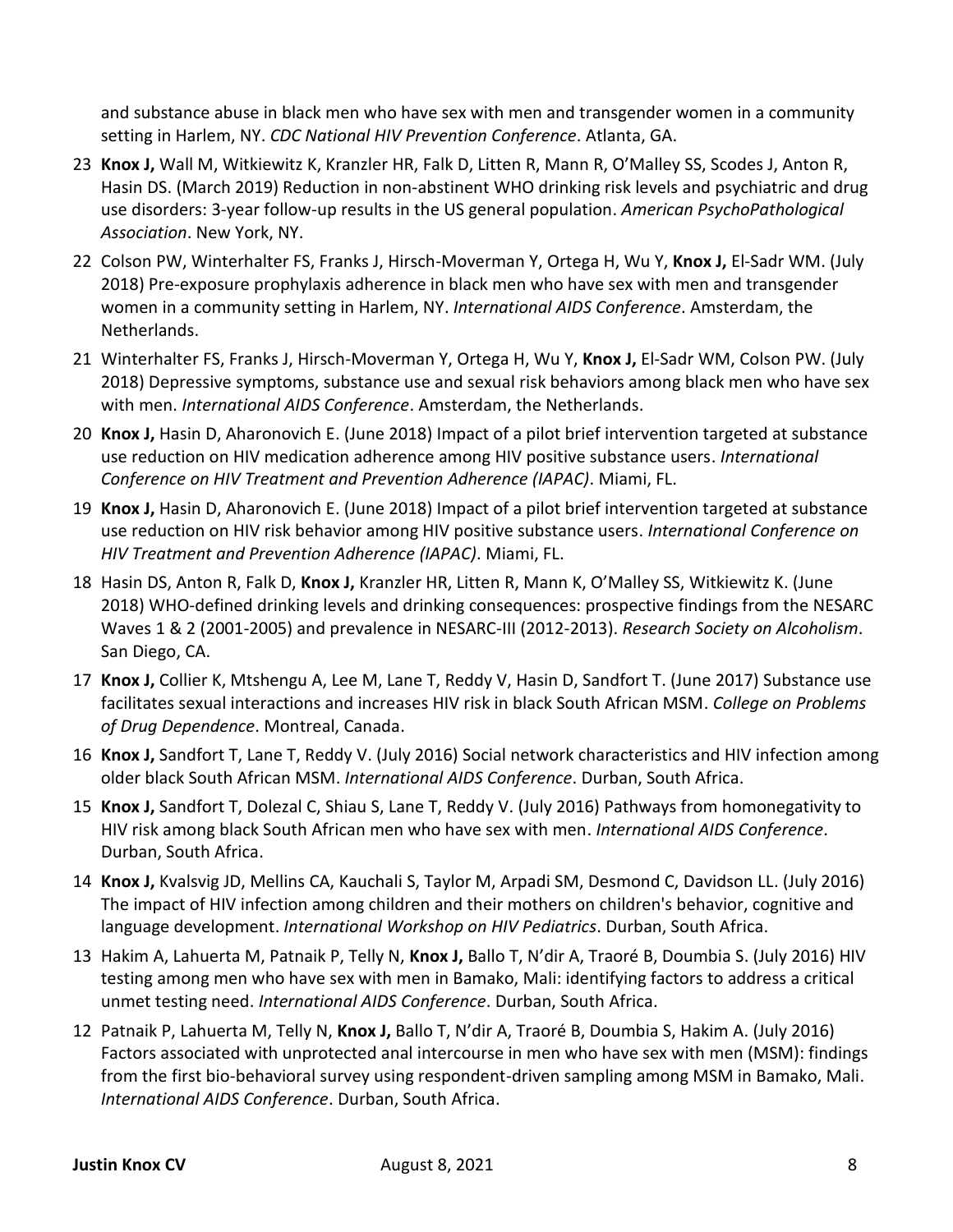and substance abuse in black men who have sex with men and transgender women in a community setting in Harlem, NY. *CDC National HIV Prevention Conference*. Atlanta, GA.

23 **Knox J,** Wall M, Witkiewitz K, Kranzler HR, Falk D, Litten R, Mann R, O'Malley SS, Scodes J, Anton R, Hasin DS. (March 2019) Reduction in non-abstinent WHO drinking risk levels and psychiatric and drug use disorders: 3-year follow-up results in the US general population. *American PsychoPathological Association*. New York, NY.

22 Colson PW, Winterhalter FS, Franks J, Hirsch-Moverman Y, Ortega H, Wu Y, **Knox J,** El-Sadr WM. (July 2018) Pre-exposure prophylaxis adherence in black men who have sex with men and transgender women in a community setting in Harlem, NY. *International AIDS Conference*. Amsterdam, the Netherlands.

21 Winterhalter FS, Franks J, Hirsch-Moverman Y, Ortega H, Wu Y, **Knox J,** El-Sadr WM, Colson PW. (July 2018) Depressive symptoms, substance use and sexual risk behaviors among black men who have sex with men. *International AIDS Conference*. Amsterdam, the Netherlands.

20 **Knox J,** Hasin D, Aharonovich E. (June 2018) Impact of a pilot brief intervention targeted at substance use reduction on HIV medication adherence among HIV positive substance users. *International Conference on HIV Treatment and Prevention Adherence (IAPAC)*. Miami, FL.

19 **Knox J,** Hasin D, Aharonovich E. (June 2018) Impact of a pilot brief intervention targeted at substance use reduction on HIV risk behavior among HIV positive substance users. *International Conference on HIV Treatment and Prevention Adherence (IAPAC)*. Miami, FL.

18 Hasin DS, Anton R, Falk D, **Knox J,** Kranzler HR, Litten R, Mann K, O'Malley SS, Witkiewitz K. (June 2018) WHO-defined drinking levels and drinking consequences: prospective findings from the NESARC Waves 1 & 2 (2001-2005) and prevalence in NESARC-III (2012-2013). *Research Society on Alcoholism*. San Diego, CA.

17 **Knox J,** Collier K, Mtshengu A, Lee M, Lane T, Reddy V, Hasin D, Sandfort T. (June 2017) Substance use facilitates sexual interactions and increases HIV risk in black South African MSM. *College on Problems of Drug Dependence*. Montreal, Canada.

16 **Knox J,** Sandfort T, Lane T, Reddy V. (July 2016) Social network characteristics and HIV infection among older black South African MSM. *International AIDS Conference*. Durban, South Africa.

15 **Knox J,** Sandfort T, Dolezal C, Shiau S, Lane T, Reddy V. (July 2016) Pathways from homonegativity to HIV risk among black South African men who have sex with men. *International AIDS Conference*. Durban, South Africa.

14 **Knox J,** Kvalsvig JD, Mellins CA, Kauchali S, Taylor M, Arpadi SM, Desmond C, Davidson LL. (July 2016) The impact of HIV infection among children and their mothers on children's behavior, cognitive and language development. *International Workshop on HIV Pediatrics*. Durban, South Africa.

13 Hakim A, Lahuerta M, Patnaik P, Telly N, **Knox J,** Ballo T, N'dir A, Traoré B, Doumbia S. (July 2016) HIV testing among men who have sex with men in Bamako, Mali: identifying factors to address a critical unmet testing need. *International AIDS Conference*. Durban, South Africa.

12 Patnaik P, Lahuerta M, Telly N, **Knox J,** Ballo T, N'dir A, Traoré B, Doumbia S, Hakim A. (July 2016) Factors associated with unprotected anal intercourse in men who have sex with men (MSM): findings from the first bio-behavioral survey using respondent-driven sampling among MSM in Bamako, Mali. *International AIDS Conference*. Durban, South Africa.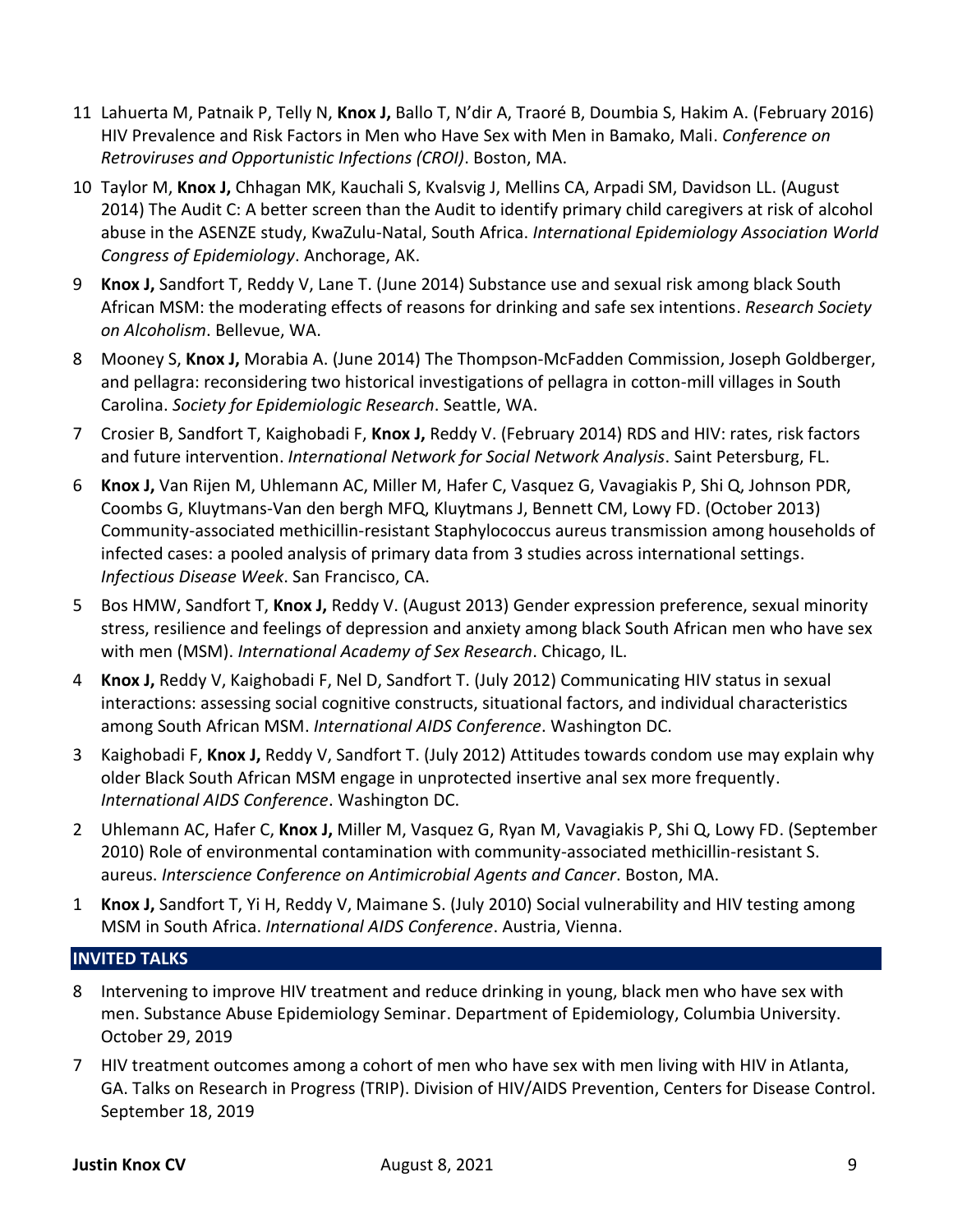11 Lahuerta M, Patnaik P, Telly N, **Knox J,** Ballo T, N'dir A, Traoré B, Doumbia S, Hakim A. (February 2016) HIV Prevalence and Risk Factors in Men who Have Sex with Men in Bamako, Mali. *Conference on Retroviruses and Opportunistic Infections (CROI)*. Boston, MA.

10 Taylor M, **Knox J,** Chhagan MK, Kauchali S, Kvalsvig J, Mellins CA, Arpadi SM, Davidson LL. (August 2014) The Audit C: A better screen than the Audit to identify primary child caregivers at risk of alcohol abuse in the ASENZE study, KwaZulu-Natal, South Africa. *International Epidemiology Association World Congress of Epidemiology*. Anchorage, AK.

9 **Knox J,** Sandfort T, Reddy V, Lane T. (June 2014) Substance use and sexual risk among black South African MSM: the moderating effects of reasons for drinking and safe sex intentions. *Research Society on Alcoholism*. Bellevue, WA.

8 Mooney S, **Knox J,** Morabia A. (June 2014) The Thompson-McFadden Commission, Joseph Goldberger, and pellagra: reconsidering two historical investigations of pellagra in cotton-mill villages in South Carolina. *Society for Epidemiologic Research*. Seattle, WA.

7 Crosier B, Sandfort T, Kaighobadi F, **Knox J,** Reddy V. (February 2014) RDS and HIV: rates, risk factors and future intervention. *International Network for Social Network Analysis*. Saint Petersburg, FL.

6 **Knox J,** Van Rijen M, Uhlemann AC, Miller M, Hafer C, Vasquez G, Vavagiakis P, Shi Q, Johnson PDR, Coombs G, Kluytmans-Van den bergh MFQ, Kluytmans J, Bennett CM, Lowy FD. (October 2013) Community-associated methicillin-resistant Staphylococcus aureus transmission among households of infected cases: a pooled analysis of primary data from 3 studies across international settings. *Infectious Disease Week*. San Francisco, CA.

5 Bos HMW, Sandfort T, **Knox J,** Reddy V. (August 2013) Gender expression preference, sexual minority stress, resilience and feelings of depression and anxiety among black South African men who have sex with men (MSM). *International Academy of Sex Research*. Chicago, IL.

4 **Knox J,** Reddy V, Kaighobadi F, Nel D, Sandfort T. (July 2012) Communicating HIV status in sexual interactions: assessing social cognitive constructs, situational factors, and individual characteristics among South African MSM. *International AIDS Conference*. Washington DC.

3 Kaighobadi F, **Knox J,** Reddy V, Sandfort T. (July 2012) Attitudes towards condom use may explain why older Black South African MSM engage in unprotected insertive anal sex more frequently. *International AIDS Conference*. Washington DC.

2 Uhlemann AC, Hafer C, **Knox J,** Miller M, Vasquez G, Ryan M, Vavagiakis P, Shi Q, Lowy FD. (September 2010) Role of environmental contamination with community-associated methicillin-resistant S. aureus. *Interscience Conference on Antimicrobial Agents and Cancer*. Boston, MA.

1 **Knox J,** Sandfort T, Yi H, Reddy V, Maimane S. (July 2010) Social vulnerability and HIV testing among MSM in South Africa. *International AIDS Conference*. Austria, Vienna.

## INVITED TALKS

8 Intervening to improve HIV treatment and reduce drinking in young, black men who have sex with men. Substance Abuse Epidemiology Seminar. Department of Epidemiology, Columbia University. October 29, 2019

7 HIV treatment outcomes among a cohort of men who have sex with men living with HIV in Atlanta, GA. Talks on Research in Progress (TRIP). Division of HIV/AIDS Prevention, Centers for Disease Control. September 18, 2019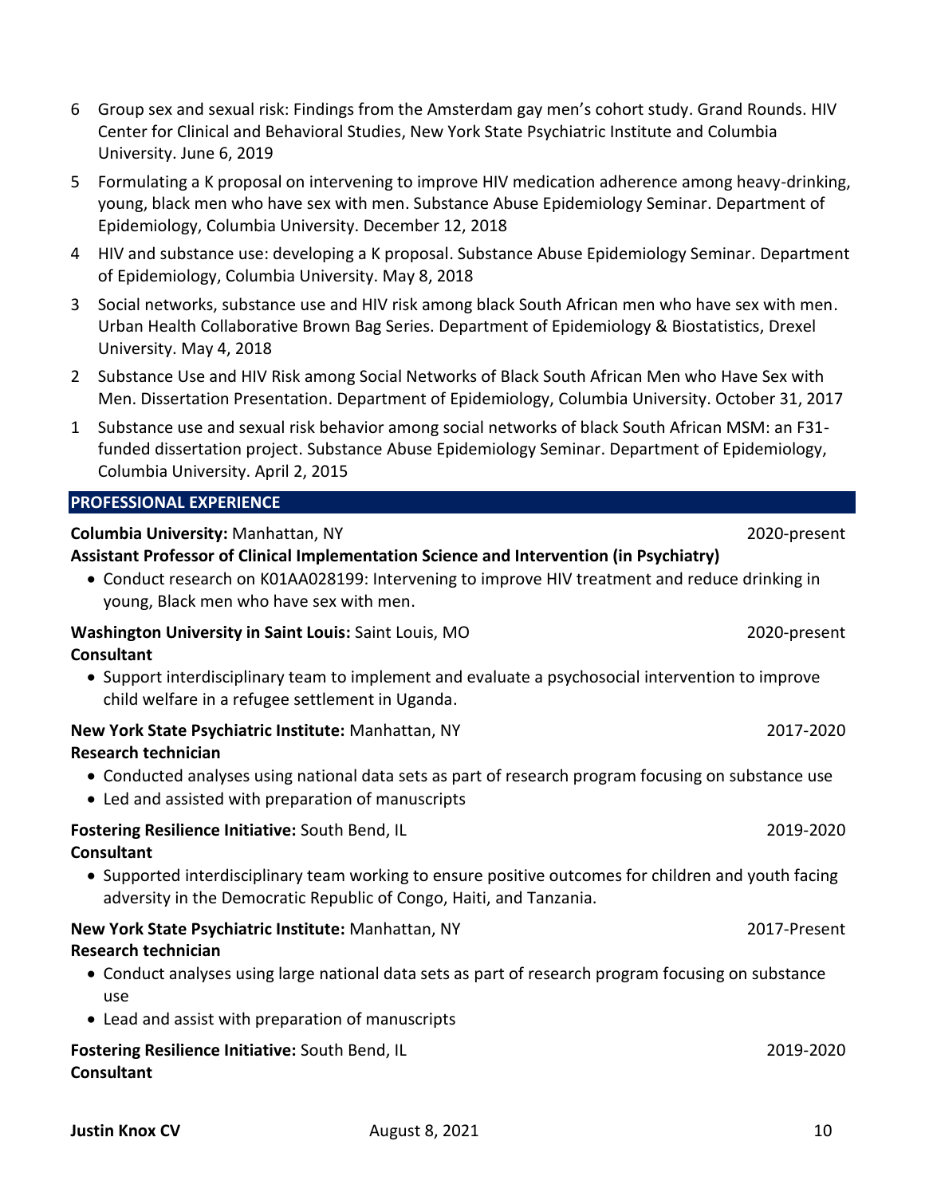6 Group sex and sexual risk: Findings from the Amsterdam gay men's cohort study. Grand Rounds. HIV Center for Clinical and Behavioral Studies, New York State Psychiatric Institute and Columbia University. June 6, 2019

5 Formulating a K proposal on intervening to improve HIV medication adherence among heavy-drinking, young, black men who have sex with men. Substance Abuse Epidemiology Seminar. Department of Epidemiology, Columbia University. December 12, 2018

4 HIV and substance use: developing a K proposal. Substance Abuse Epidemiology Seminar. Department of Epidemiology, Columbia University. May 8, 2018

3 Social networks, substance use and HIV risk among black South African men who have sex with men. Urban Health Collaborative Brown Bag Series. Department of Epidemiology & Biostatistics, Drexel University. May 4, 2018

2 Substance Use and HIV Risk among Social Networks of Black South African Men who Have Sex with Men. Dissertation Presentation. Department of Epidemiology, Columbia University. October 31, 2017

1 Substance use and sexual risk behavior among social networks of black South African MSM: an F31-funded dissertation project. Substance Abuse Epidemiology Seminar. Department of Epidemiology, Columbia University. April 2, 2015

## PROFESSIONAL EXPERIENCE

**Columbia University:** Manhattan, NY — 2020-present
**Assistant Professor of Clinical Implementation Science and Intervention (in Psychiatry)**

- Conduct research on K01AA028199: Intervening to improve HIV treatment and reduce drinking in young, Black men who have sex with men.

**Washington University in Saint Louis:** Saint Louis, MO — 2020-present
**Consultant**

- Support interdisciplinary team to implement and evaluate a psychosocial intervention to improve child welfare in a refugee settlement in Uganda.

**New York State Psychiatric Institute:** Manhattan, NY — 2017-2020
**Research technician**

- Conducted analyses using national data sets as part of research program focusing on substance use
- Led and assisted with preparation of manuscripts

**Fostering Resilience Initiative:** South Bend, IL — 2019-2020
**Consultant**

- Supported interdisciplinary team working to ensure positive outcomes for children and youth facing adversity in the Democratic Republic of Congo, Haiti, and Tanzania.

**New York State Psychiatric Institute:** Manhattan, NY — 2017-Present
**Research technician**

- Conduct analyses using large national data sets as part of research program focusing on substance use
- Lead and assist with preparation of manuscripts

**Fostering Resilience Initiative:** South Bend, IL — 2019-2020
**Consultant**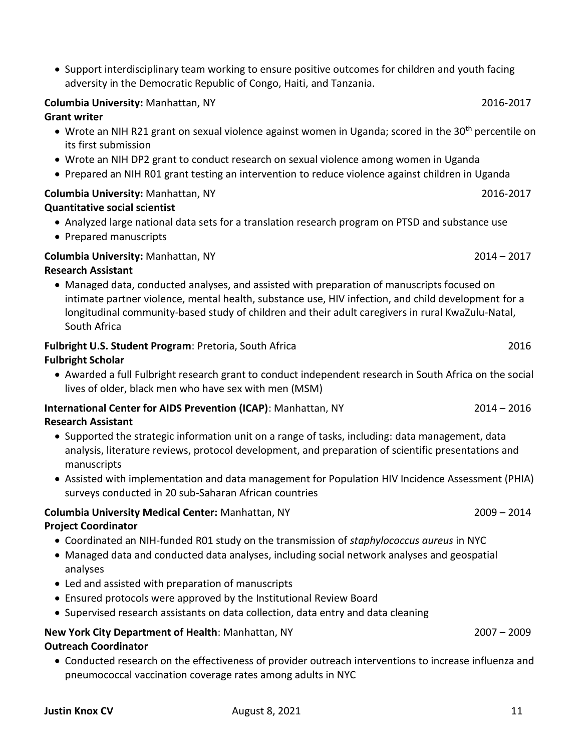- Support interdisciplinary team working to ensure positive outcomes for children and youth facing adversity in the Democratic Republic of Congo, Haiti, and Tanzania.

**Columbia University:** Manhattan, NY 2016-2017
**Grant writer**

- Wrote an NIH R21 grant on sexual violence against women in Uganda; scored in the 30th percentile on its first submission
- Wrote an NIH DP2 grant to conduct research on sexual violence among women in Uganda
- Prepared an NIH R01 grant testing an intervention to reduce violence against children in Uganda

**Columbia University:** Manhattan, NY 2016-2017
**Quantitative social scientist**

- Analyzed large national data sets for a translation research program on PTSD and substance use
- Prepared manuscripts

**Columbia University:** Manhattan, NY 2014 – 2017
**Research Assistant**

- Managed data, conducted analyses, and assisted with preparation of manuscripts focused on intimate partner violence, mental health, substance use, HIV infection, and child development for a longitudinal community-based study of children and their adult caregivers in rural KwaZulu-Natal, South Africa

**Fulbright U.S. Student Program**: Pretoria, South Africa 2016
**Fulbright Scholar**

- Awarded a full Fulbright research grant to conduct independent research in South Africa on the social lives of older, black men who have sex with men (MSM)

**International Center for AIDS Prevention (ICAP)**: Manhattan, NY 2014 – 2016
**Research Assistant**

- Supported the strategic information unit on a range of tasks, including: data management, data analysis, literature reviews, protocol development, and preparation of scientific presentations and manuscripts
- Assisted with implementation and data management for Population HIV Incidence Assessment (PHIA) surveys conducted in 20 sub-Saharan African countries

**Columbia University Medical Center:** Manhattan, NY 2009 – 2014
**Project Coordinator**

- Coordinated an NIH-funded R01 study on the transmission of *staphylococcus aureus* in NYC
- Managed data and conducted data analyses, including social network analyses and geospatial analyses
- Led and assisted with preparation of manuscripts
- Ensured protocols were approved by the Institutional Review Board
- Supervised research assistants on data collection, data entry and data cleaning

**New York City Department of Health**: Manhattan, NY 2007 – 2009
**Outreach Coordinator**

- Conducted research on the effectiveness of provider outreach interventions to increase influenza and pneumococcal vaccination coverage rates among adults in NYC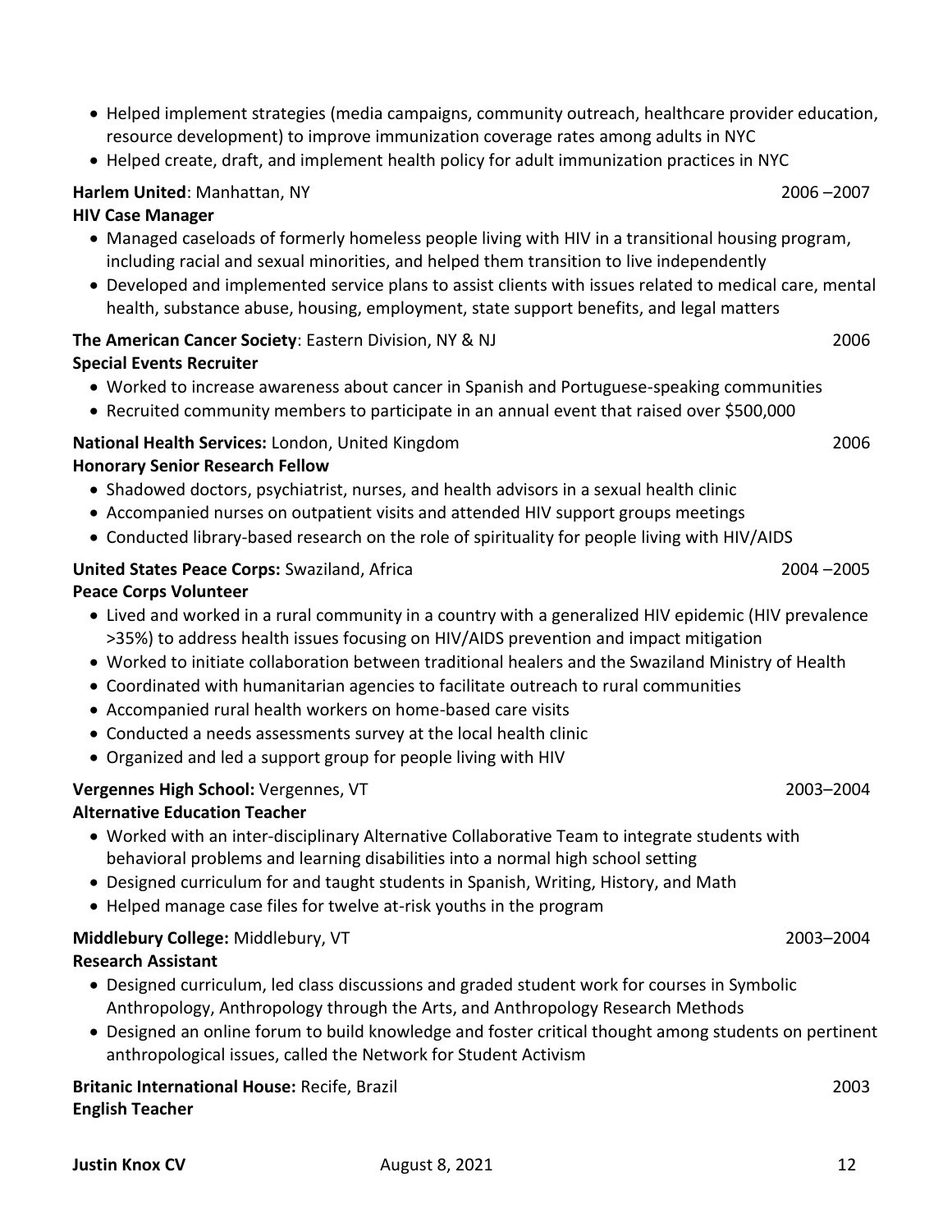- Helped implement strategies (media campaigns, community outreach, healthcare provider education, resource development) to improve immunization coverage rates among adults in NYC
- Helped create, draft, and implement health policy for adult immunization practices in NYC

**Harlem United**: Manhattan, NY 2006 –2007
**HIV Case Manager**

- Managed caseloads of formerly homeless people living with HIV in a transitional housing program, including racial and sexual minorities, and helped them transition to live independently
- Developed and implemented service plans to assist clients with issues related to medical care, mental health, substance abuse, housing, employment, state support benefits, and legal matters

**The American Cancer Society**: Eastern Division, NY & NJ 2006
**Special Events Recruiter**

- Worked to increase awareness about cancer in Spanish and Portuguese-speaking communities
- Recruited community members to participate in an annual event that raised over $500,000

**National Health Services:** London, United Kingdom 2006
**Honorary Senior Research Fellow**

- Shadowed doctors, psychiatrist, nurses, and health advisors in a sexual health clinic
- Accompanied nurses on outpatient visits and attended HIV support groups meetings
- Conducted library-based research on the role of spirituality for people living with HIV/AIDS

**United States Peace Corps:** Swaziland, Africa 2004 –2005
**Peace Corps Volunteer**

- Lived and worked in a rural community in a country with a generalized HIV epidemic (HIV prevalence >35%) to address health issues focusing on HIV/AIDS prevention and impact mitigation
- Worked to initiate collaboration between traditional healers and the Swaziland Ministry of Health
- Coordinated with humanitarian agencies to facilitate outreach to rural communities
- Accompanied rural health workers on home-based care visits
- Conducted a needs assessments survey at the local health clinic
- Organized and led a support group for people living with HIV

**Vergennes High School:** Vergennes, VT 2003–2004
**Alternative Education Teacher**

- Worked with an inter-disciplinary Alternative Collaborative Team to integrate students with behavioral problems and learning disabilities into a normal high school setting
- Designed curriculum for and taught students in Spanish, Writing, History, and Math
- Helped manage case files for twelve at-risk youths in the program

**Middlebury College:** Middlebury, VT 2003–2004
**Research Assistant**

- Designed curriculum, led class discussions and graded student work for courses in Symbolic Anthropology, Anthropology through the Arts, and Anthropology Research Methods
- Designed an online forum to build knowledge and foster critical thought among students on pertinent anthropological issues, called the Network for Student Activism

**Britanic International House:** Recife, Brazil 2003
**English Teacher**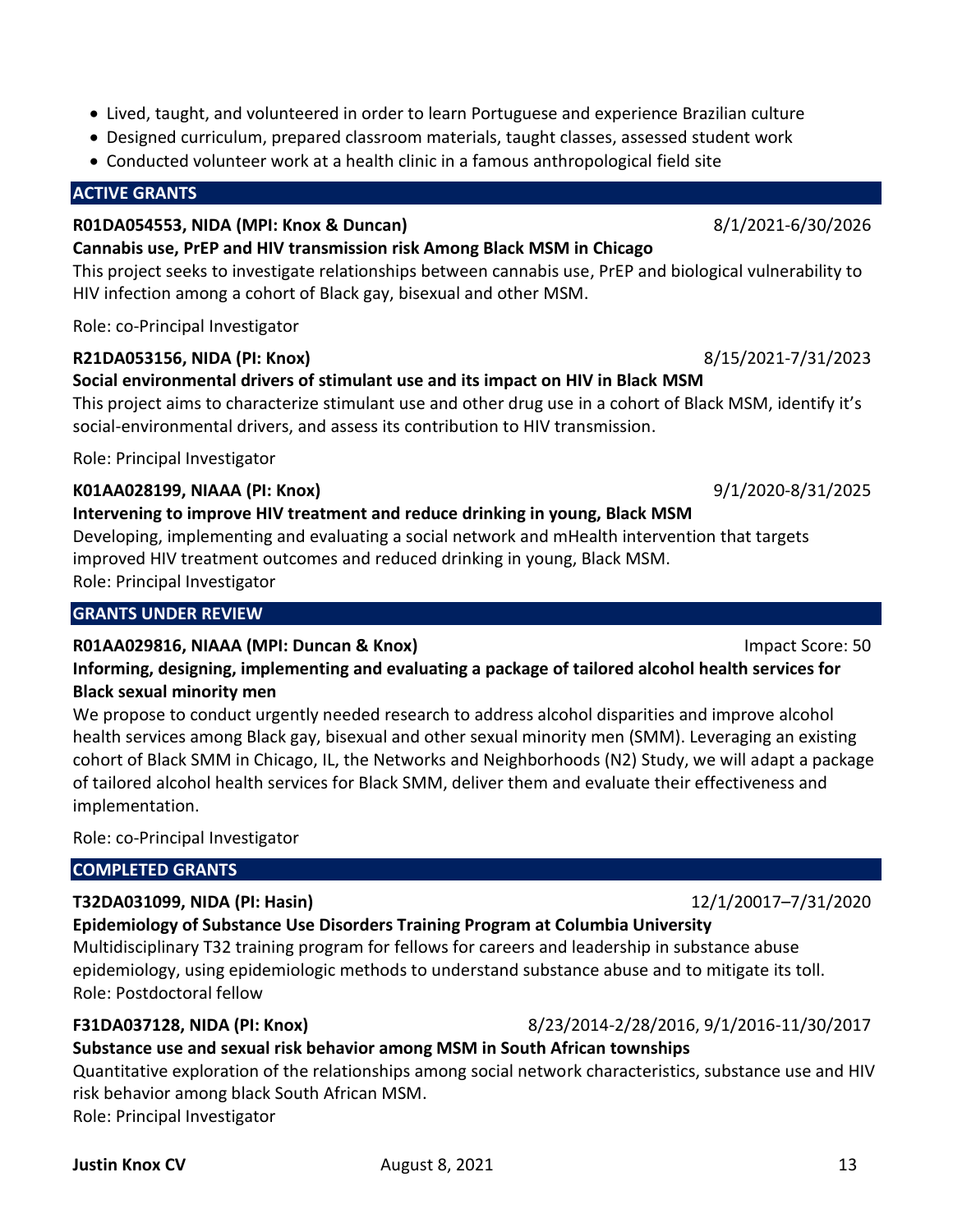- Lived, taught, and volunteered in order to learn Portuguese and experience Brazilian culture
- Designed curriculum, prepared classroom materials, taught classes, assessed student work
- Conducted volunteer work at a health clinic in a famous anthropological field site

## ACTIVE GRANTS

**R01DA054553, NIDA (MPI: Knox & Duncan)** 8/1/2021-6/30/2026
**Cannabis use, PrEP and HIV transmission risk Among Black MSM in Chicago**
This project seeks to investigate relationships between cannabis use, PrEP and biological vulnerability to HIV infection among a cohort of Black gay, bisexual and other MSM.

Role: co-Principal Investigator

**R21DA053156, NIDA (PI: Knox)** 8/15/2021-7/31/2023
**Social environmental drivers of stimulant use and its impact on HIV in Black MSM**
This project aims to characterize stimulant use and other drug use in a cohort of Black MSM, identify it's social-environmental drivers, and assess its contribution to HIV transmission.

Role: Principal Investigator

**K01AA028199, NIAAA (PI: Knox)** 9/1/2020-8/31/2025
**Intervening to improve HIV treatment and reduce drinking in young, Black MSM**
Developing, implementing and evaluating a social network and mHealth intervention that targets improved HIV treatment outcomes and reduced drinking in young, Black MSM.
Role: Principal Investigator

## GRANTS UNDER REVIEW

**R01AA029816, NIAAA (MPI: Duncan & Knox)** Impact Score: 50
**Informing, designing, implementing and evaluating a package of tailored alcohol health services for Black sexual minority men**
We propose to conduct urgently needed research to address alcohol disparities and improve alcohol health services among Black gay, bisexual and other sexual minority men (SMM). Leveraging an existing cohort of Black SMM in Chicago, IL, the Networks and Neighborhoods (N2) Study, we will adapt a package of tailored alcohol health services for Black SMM, deliver them and evaluate their effectiveness and implementation.

Role: co-Principal Investigator

## COMPLETED GRANTS

**T32DA031099, NIDA (PI: Hasin)** 12/1/20017–7/31/2020
**Epidemiology of Substance Use Disorders Training Program at Columbia University**
Multidisciplinary T32 training program for fellows for careers and leadership in substance abuse epidemiology, using epidemiologic methods to understand substance abuse and to mitigate its toll.
Role: Postdoctoral fellow

**F31DA037128, NIDA (PI: Knox)** 8/23/2014-2/28/2016, 9/1/2016-11/30/2017
**Substance use and sexual risk behavior among MSM in South African townships**
Quantitative exploration of the relationships among social network characteristics, substance use and HIV risk behavior among black South African MSM.
Role: Principal Investigator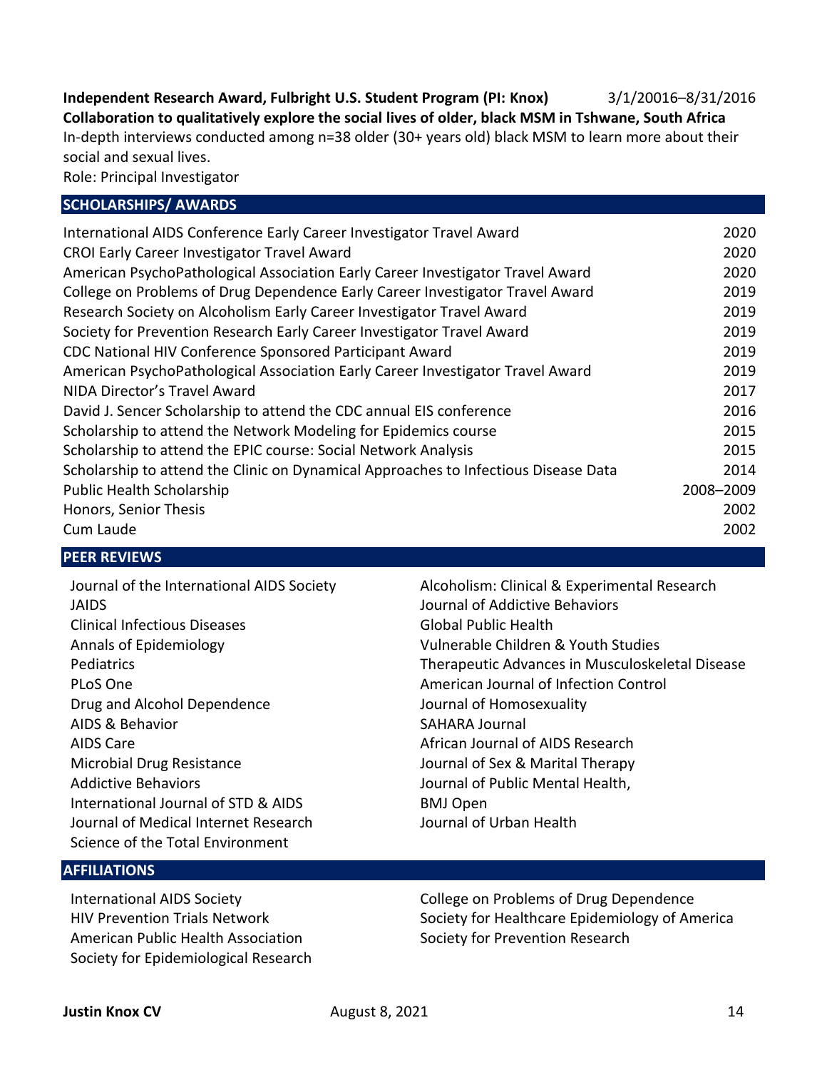**Independent Research Award, Fulbright U.S. Student Program (PI: Knox)** 3/1/20016–8/31/2016
**Collaboration to qualitatively explore the social lives of older, black MSM in Tshwane, South Africa**
In-depth interviews conducted among n=38 older (30+ years old) black MSM to learn more about their social and sexual lives.
Role: Principal Investigator

## SCHOLARSHIPS/ AWARDS

| | |
|---|---|
| International AIDS Conference Early Career Investigator Travel Award | 2020 |
| CROI Early Career Investigator Travel Award | 2020 |
| American PsychoPathological Association Early Career Investigator Travel Award | 2020 |
| College on Problems of Drug Dependence Early Career Investigator Travel Award | 2019 |
| Research Society on Alcoholism Early Career Investigator Travel Award | 2019 |
| Society for Prevention Research Early Career Investigator Travel Award | 2019 |
| CDC National HIV Conference Sponsored Participant Award | 2019 |
| American PsychoPathological Association Early Career Investigator Travel Award | 2019 |
| NIDA Director's Travel Award | 2017 |
| David J. Sencer Scholarship to attend the CDC annual EIS conference | 2016 |
| Scholarship to attend the Network Modeling for Epidemics course | 2015 |
| Scholarship to attend the EPIC course: Social Network Analysis | 2015 |
| Scholarship to attend the Clinic on Dynamical Approaches to Infectious Disease Data | 2014 |
| Public Health Scholarship | 2008–2009 |
| Honors, Senior Thesis | 2002 |
| Cum Laude | 2002 |

## PEER REVIEWS

Journal of the International AIDS Society
JAIDS
Clinical Infectious Diseases
Annals of Epidemiology
Pediatrics
PLoS One
Drug and Alcohol Dependence
AIDS & Behavior
AIDS Care
Microbial Drug Resistance
Addictive Behaviors
International Journal of STD & AIDS
Journal of Medical Internet Research
Science of the Total Environment
Alcoholism: Clinical & Experimental Research
Journal of Addictive Behaviors
Global Public Health
Vulnerable Children & Youth Studies
Therapeutic Advances in Musculoskeletal Disease
American Journal of Infection Control
Journal of Homosexuality
SAHARA Journal
African Journal of AIDS Research
Journal of Sex & Marital Therapy
Journal of Public Mental Health,
BMJ Open
Journal of Urban Health

## AFFILIATIONS

International AIDS Society
HIV Prevention Trials Network
American Public Health Association
Society for Epidemiological Research
College on Problems of Drug Dependence
Society for Healthcare Epidemiology of America
Society for Prevention Research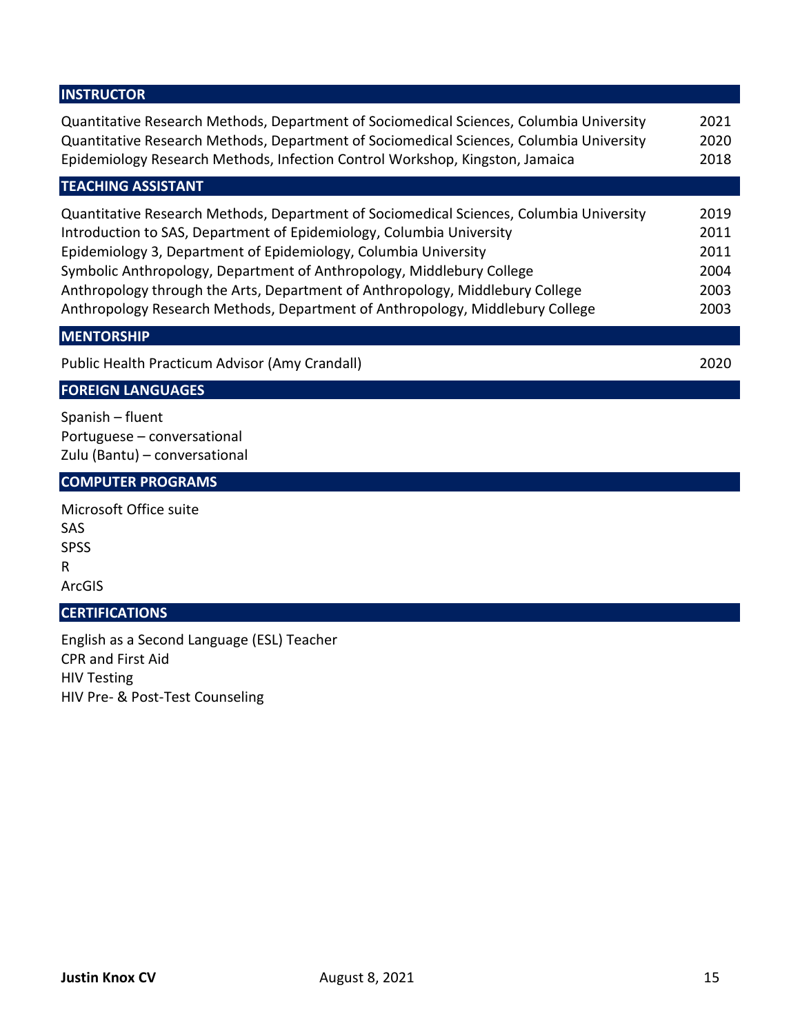## INSTRUCTOR

| | |
|---|---|
| Quantitative Research Methods, Department of Sociomedical Sciences, Columbia University | 2021 |
| Quantitative Research Methods, Department of Sociomedical Sciences, Columbia University | 2020 |
| Epidemiology Research Methods, Infection Control Workshop, Kingston, Jamaica | 2018 |

## TEACHING ASSISTANT

| | |
|---|---|
| Quantitative Research Methods, Department of Sociomedical Sciences, Columbia University | 2019 |
| Introduction to SAS, Department of Epidemiology, Columbia University | 2011 |
| Epidemiology 3, Department of Epidemiology, Columbia University | 2011 |
| Symbolic Anthropology, Department of Anthropology, Middlebury College | 2004 |
| Anthropology through the Arts, Department of Anthropology, Middlebury College | 2003 |
| Anthropology Research Methods, Department of Anthropology, Middlebury College | 2003 |

## MENTORSHIP

| | |
|---|---|
| Public Health Practicum Advisor (Amy Crandall) | 2020 |

## FOREIGN LANGUAGES

Spanish – fluent
Portuguese – conversational
Zulu (Bantu) – conversational

## COMPUTER PROGRAMS

Microsoft Office suite
SAS
SPSS
R
ArcGIS

## CERTIFICATIONS

English as a Second Language (ESL) Teacher
CPR and First Aid
HIV Testing
HIV Pre- & Post-Test Counseling